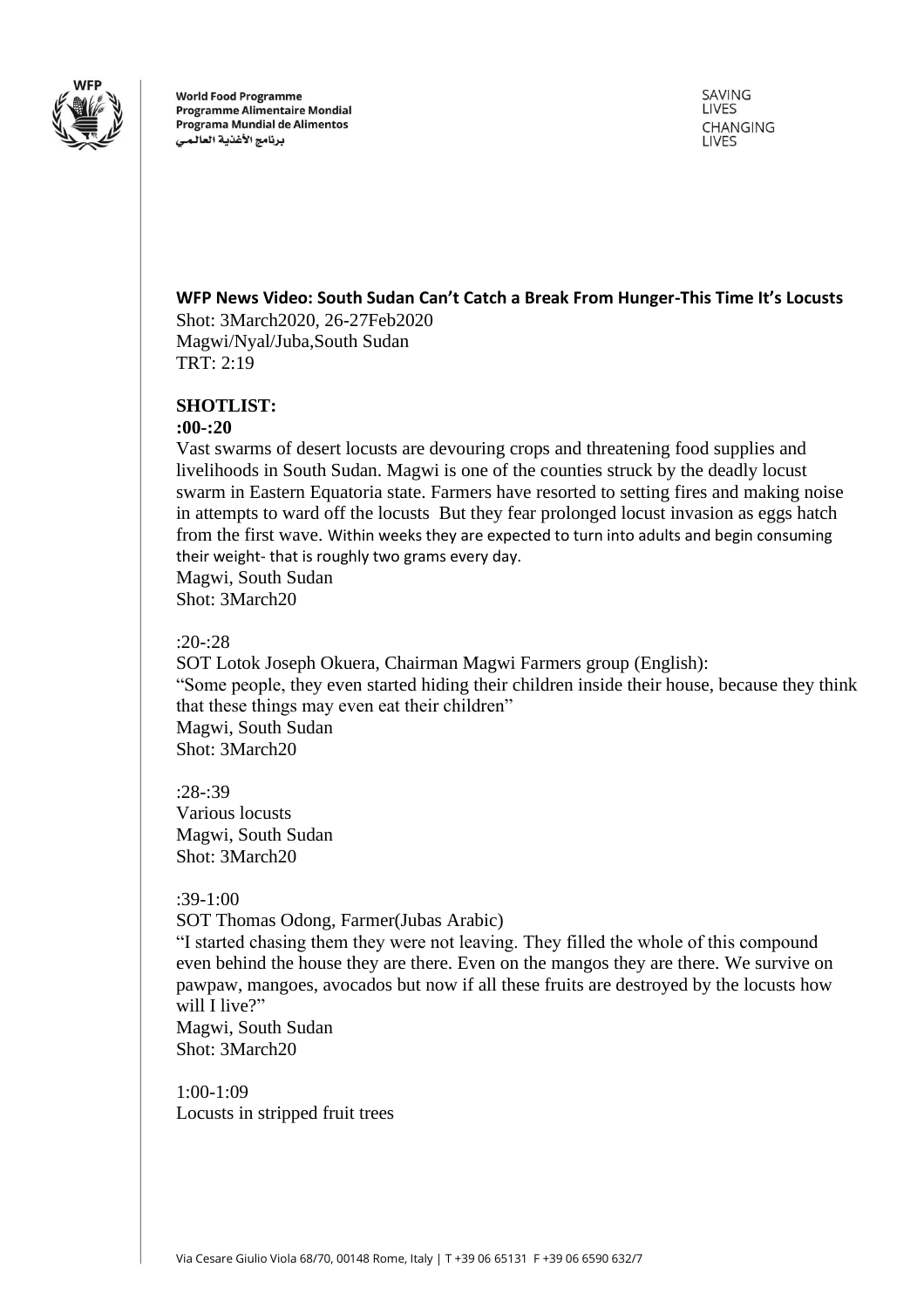World Food Programme
Programme Alimentaire Mondial
Programa Mundial de Alimentos
برنامج الأغذية العالمي

SAVING LIVES
CHANGING LIVES

**WFP News Video: South Sudan Can't Catch a Break From Hunger-This Time It's Locusts**
Shot: 3March2020, 26-27Feb2020
Magwi/Nyal/Juba,South Sudan
TRT: 2:19

**SHOTLIST:**

**:00-:20**
Vast swarms of desert locusts are devouring crops and threatening food supplies and livelihoods in South Sudan. Magwi is one of the counties struck by the deadly locust swarm in Eastern Equatoria state. Farmers have resorted to setting fires and making noise in attempts to ward off the locusts But they fear prolonged locust invasion as eggs hatch from the first wave. Within weeks they are expected to turn into adults and begin consuming their weight- that is roughly two grams every day.
Magwi, South Sudan
Shot: 3March20

:20-:28
SOT Lotok Joseph Okuera, Chairman Magwi Farmers group (English):
"Some people, they even started hiding their children inside their house, because they think that these things may even eat their children"
Magwi, South Sudan
Shot: 3March20

:28-:39
Various locusts
Magwi, South Sudan
Shot: 3March20

:39-1:00
SOT Thomas Odong, Farmer(Jubas Arabic)
"I started chasing them they were not leaving. They filled the whole of this compound even behind the house they are there. Even on the mangos they are there. We survive on pawpaw, mangoes, avocados but now if all these fruits are destroyed by the locusts how will I live?"
Magwi, South Sudan
Shot: 3March20

1:00-1:09
Locusts in stripped fruit trees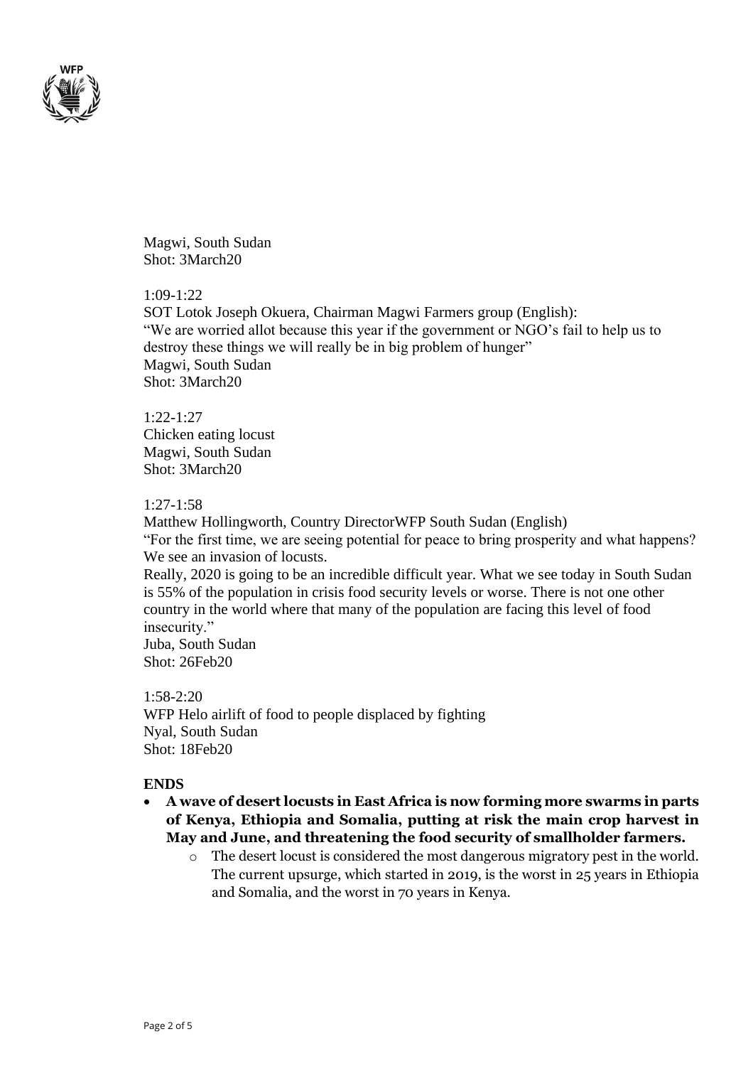Magwi, South Sudan
Shot: 3March20

1:09-1:22
SOT Lotok Joseph Okuera, Chairman Magwi Farmers group (English):
"We are worried allot because this year if the government or NGO's fail to help us to destroy these things we will really be in big problem of hunger"
Magwi, South Sudan
Shot: 3March20

1:22-1:27
Chicken eating locust
Magwi, South Sudan
Shot: 3March20

1:27-1:58
Matthew Hollingworth, Country DirectorWFP South Sudan (English)
"For the first time, we are seeing potential for peace to bring prosperity and what happens? We see an invasion of locusts.
Really, 2020 is going to be an incredible difficult year. What we see today in South Sudan is 55% of the population in crisis food security levels or worse. There is not one other country in the world where that many of the population are facing this level of food insecurity."
Juba, South Sudan
Shot: 26Feb20

1:58-2:20
WFP Helo airlift of food to people displaced by fighting
Nyal, South Sudan
Shot: 18Feb20

**ENDS**

- **A wave of desert locusts in East Africa is now forming more swarms in parts of Kenya, Ethiopia and Somalia, putting at risk the main crop harvest in May and June, and threatening the food security of smallholder farmers.**
  - The desert locust is considered the most dangerous migratory pest in the world. The current upsurge, which started in 2019, is the worst in 25 years in Ethiopia and Somalia, and the worst in 70 years in Kenya.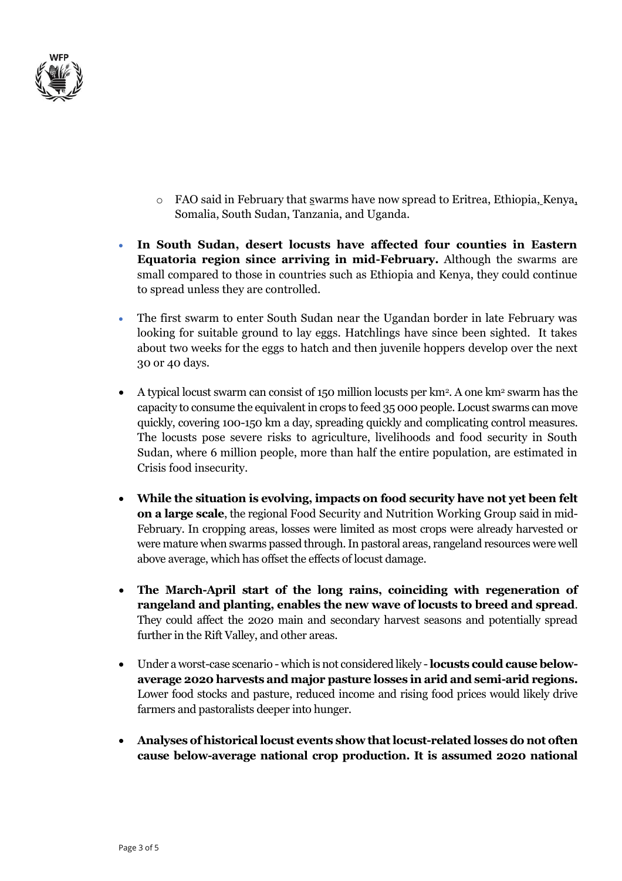- FAO said in February that swarms have now spread to Eritrea, Ethiopia, Kenya, Somalia, South Sudan, Tanzania, and Uganda.

- **In South Sudan, desert locusts have affected four counties in Eastern Equatoria region since arriving in mid-February.** Although the swarms are small compared to those in countries such as Ethiopia and Kenya, they could continue to spread unless they are controlled.

- The first swarm to enter South Sudan near the Ugandan border in late February was looking for suitable ground to lay eggs. Hatchlings have since been sighted. It takes about two weeks for the eggs to hatch and then juvenile hoppers develop over the next 30 or 40 days.

- A typical locust swarm can consist of 150 million locusts per $km^2$. A one $km^2$ swarm has the capacity to consume the equivalent in crops to feed 35 000 people. Locust swarms can move quickly, covering 100-150 km a day, spreading quickly and complicating control measures. The locusts pose severe risks to agriculture, livelihoods and food security in South Sudan, where 6 million people, more than half the entire population, are estimated in Crisis food insecurity.

- **While the situation is evolving, impacts on food security have not yet been felt on a large scale**, the regional Food Security and Nutrition Working Group said in mid-February. In cropping areas, losses were limited as most crops were already harvested or were mature when swarms passed through. In pastoral areas, rangeland resources were well above average, which has offset the effects of locust damage.

- **The March-April start of the long rains, coinciding with regeneration of rangeland and planting, enables the new wave of locusts to breed and spread**. They could affect the 2020 main and secondary harvest seasons and potentially spread further in the Rift Valley, and other areas.

- Under a worst-case scenario - which is not considered likely - **locusts could cause below-average 2020 harvests and major pasture losses in arid and semi-arid regions.** Lower food stocks and pasture, reduced income and rising food prices would likely drive farmers and pastoralists deeper into hunger.

- **Analyses of historical locust events show that locust-related losses do not often cause below-average national crop production. It is assumed 2020 national**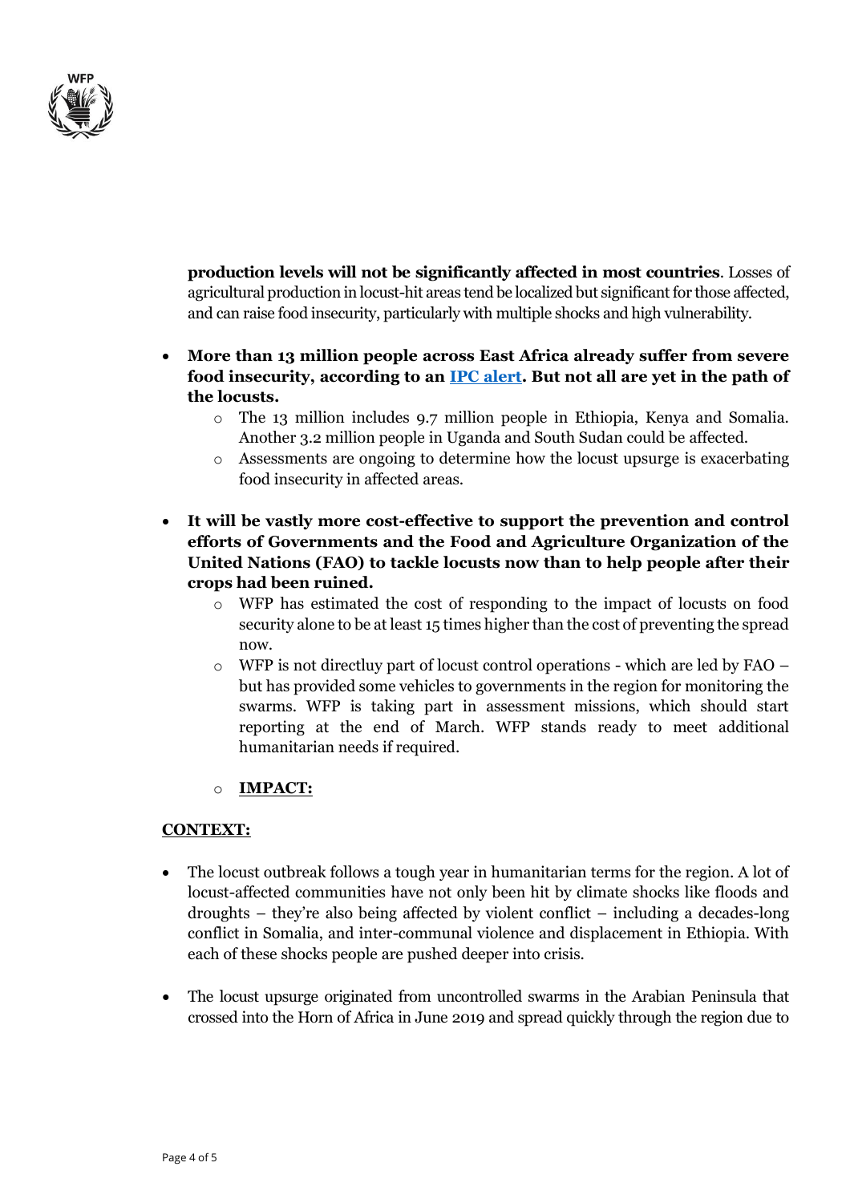**production levels will not be significantly affected in most countries**. Losses of agricultural production in locust-hit areas tend be localized but significant for those affected, and can raise food insecurity, particularly with multiple shocks and high vulnerability.

- **More than 13 million people across East Africa already suffer from severe food insecurity, according to an [IPC alert](). But not all are yet in the path of the locusts.**
  - The 13 million includes 9.7 million people in Ethiopia, Kenya and Somalia. Another 3.2 million people in Uganda and South Sudan could be affected.
  - Assessments are ongoing to determine how the locust upsurge is exacerbating food insecurity in affected areas.

- **It will be vastly more cost-effective to support the prevention and control efforts of Governments and the Food and Agriculture Organization of the United Nations (FAO) to tackle locusts now than to help people after their crops had been ruined.**
  - WFP has estimated the cost of responding to the impact of locusts on food security alone to be at least 15 times higher than the cost of preventing the spread now.
  - WFP is not directluy part of locust control operations - which are led by FAO – but has provided some vehicles to governments in the region for monitoring the swarms. WFP is taking part in assessment missions, which should start reporting at the end of March. WFP stands ready to meet additional humanitarian needs if required.
  - **<u>IMPACT:</u>**

**<u>CONTEXT:</u>**

- The locust outbreak follows a tough year in humanitarian terms for the region. A lot of locust-affected communities have not only been hit by climate shocks like floods and droughts – they're also being affected by violent conflict – including a decades-long conflict in Somalia, and inter-communal violence and displacement in Ethiopia. With each of these shocks people are pushed deeper into crisis.

- The locust upsurge originated from uncontrolled swarms in the Arabian Peninsula that crossed into the Horn of Africa in June 2019 and spread quickly through the region due to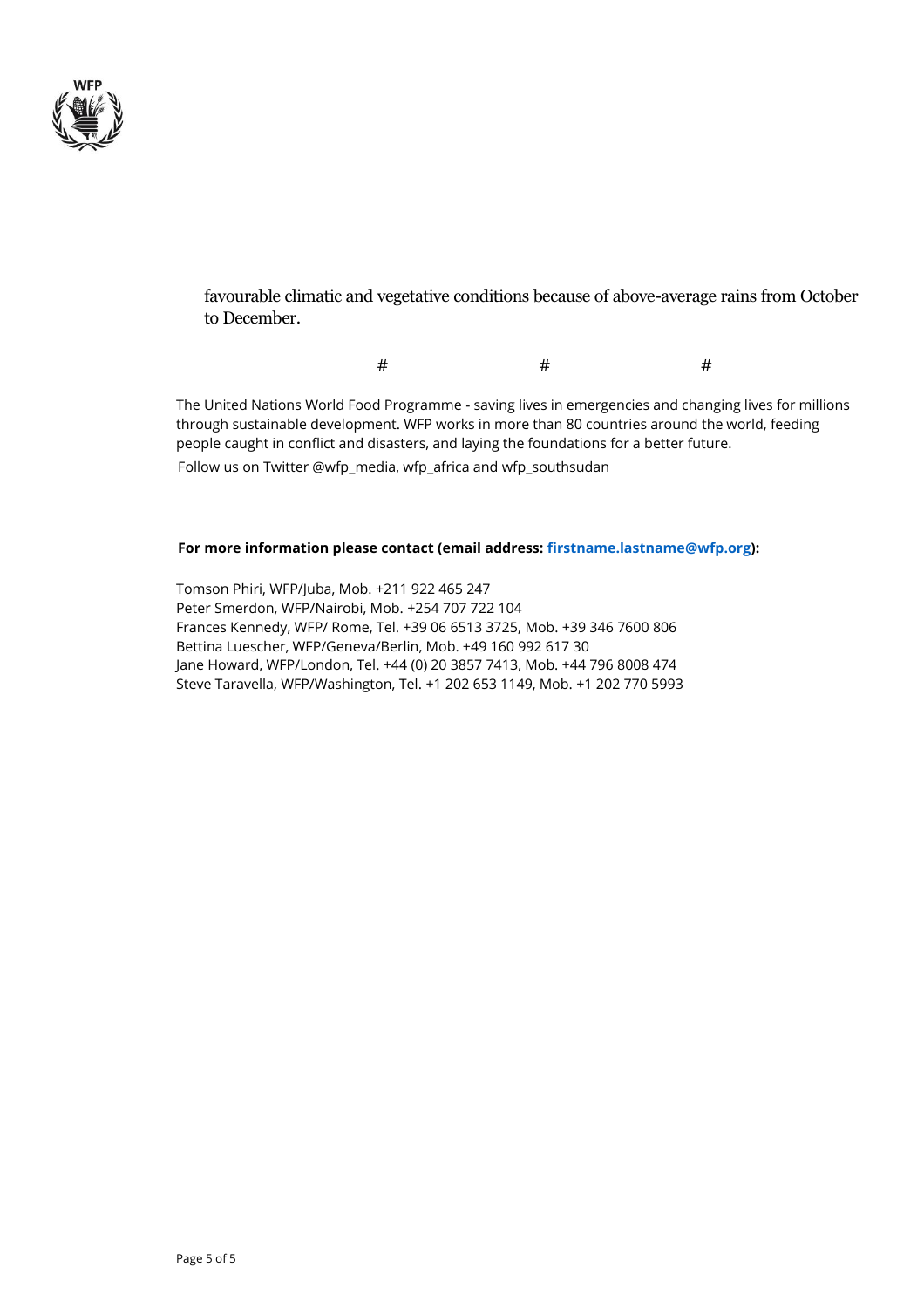favourable climatic and vegetative conditions because of above-average rains from October to December.

# # #

The United Nations World Food Programme - saving lives in emergencies and changing lives for millions through sustainable development. WFP works in more than 80 countries around the world, feeding people caught in conflict and disasters, and laying the foundations for a better future.

Follow us on Twitter @wfp_media, wfp_africa and wfp_southsudan

**For more information please contact (email address: [firstname.lastname@wfp.org](mailto:firstname.lastname@wfp.org)):**

Tomson Phiri, WFP/Juba, Mob. +211 922 465 247
Peter Smerdon, WFP/Nairobi, Mob. +254 707 722 104
Frances Kennedy, WFP/ Rome, Tel. +39 06 6513 3725, Mob. +39 346 7600 806
Bettina Luescher, WFP/Geneva/Berlin, Mob. +49 160 992 617 30
Jane Howard, WFP/London, Tel. +44 (0) 20 3857 7413, Mob. +44 796 8008 474
Steve Taravella, WFP/Washington, Tel. +1 202 653 1149, Mob. +1 202 770 5993